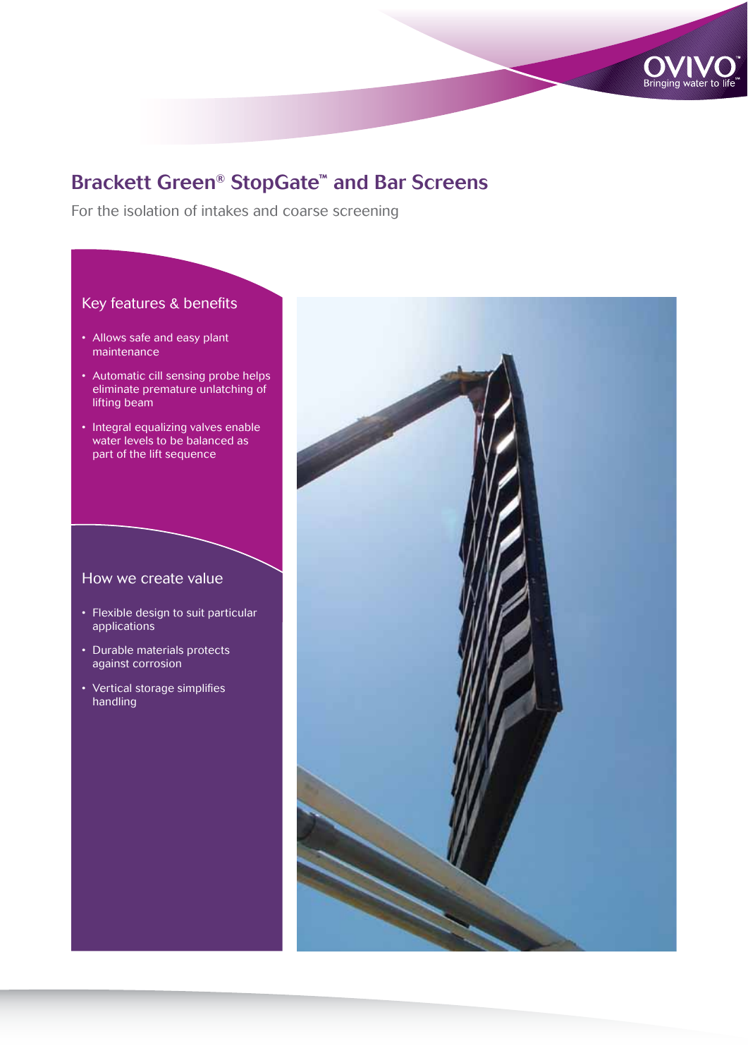# Brackett Green® StopGate™ and Bar Screens

For the isolation of intakes and coarse screening

## Key features & benefits

- Allows safe and easy plant maintenance
- Automatic cill sensing probe helps eliminate premature unlatching of lifting beam
- Integral equalizing valves enable water levels to be balanced as part of the lift sequence

## How we create value

- Flexible design to suit particular applications
- Durable materials protects against corrosion
- Vertical storage simplifies handling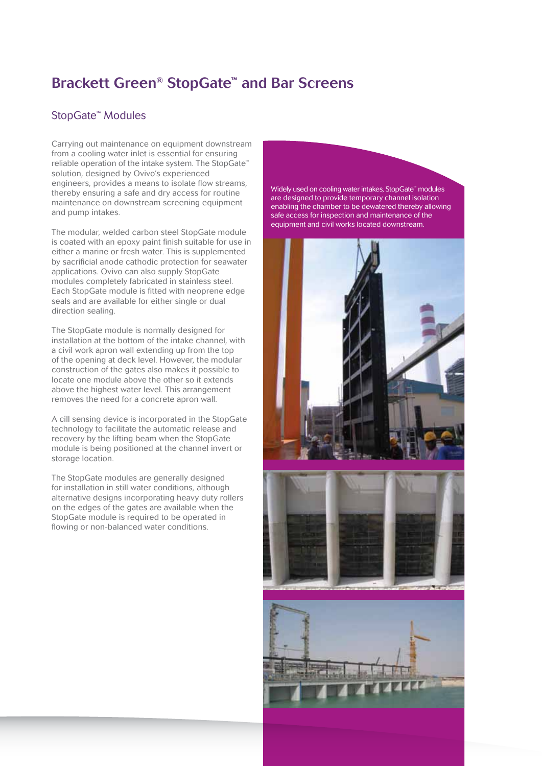# Brackett Green® StopGate™ and Bar Screens

## StopGate™ Modules

Carrying out maintenance on equipment downstream from a cooling water inlet is essential for ensuring reliable operation of the intake system. The StopGate™ solution, designed by Ovivo's experienced engineers, provides a means to isolate flow streams, thereby ensuring a safe and dry access for routine maintenance on downstream screening equipment and pump intakes.

The modular, welded carbon steel StopGate module is coated with an epoxy paint finish suitable for use in either a marine or fresh water. This is supplemented by sacrificial anode cathodic protection for seawater applications. Ovivo can also supply StopGate modules completely fabricated in stainless steel. Each StopGate module is fitted with neoprene edge seals and are available for either single or dual direction sealing.

The StopGate module is normally designed for installation at the bottom of the intake channel, with a civil work apron wall extending up from the top of the opening at deck level. However, the modular construction of the gates also makes it possible to locate one module above the other so it extends above the highest water level. This arrangement removes the need for a concrete apron wall.

A cill sensing device is incorporated in the StopGate technology to facilitate the automatic release and recovery by the lifting beam when the StopGate module is being positioned at the channel invert or storage location.

The StopGate modules are generally designed for installation in still water conditions, although alternative designs incorporating heavy duty rollers on the edges of the gates are available when the StopGate module is required to be operated in flowing or non-balanced water conditions.

Widely used on cooling water intakes, StopGate™ modules are designed to provide temporary channel isolation enabling the chamber to be dewatered thereby allowing safe access for inspection and maintenance of the equipment and civil works located downstream.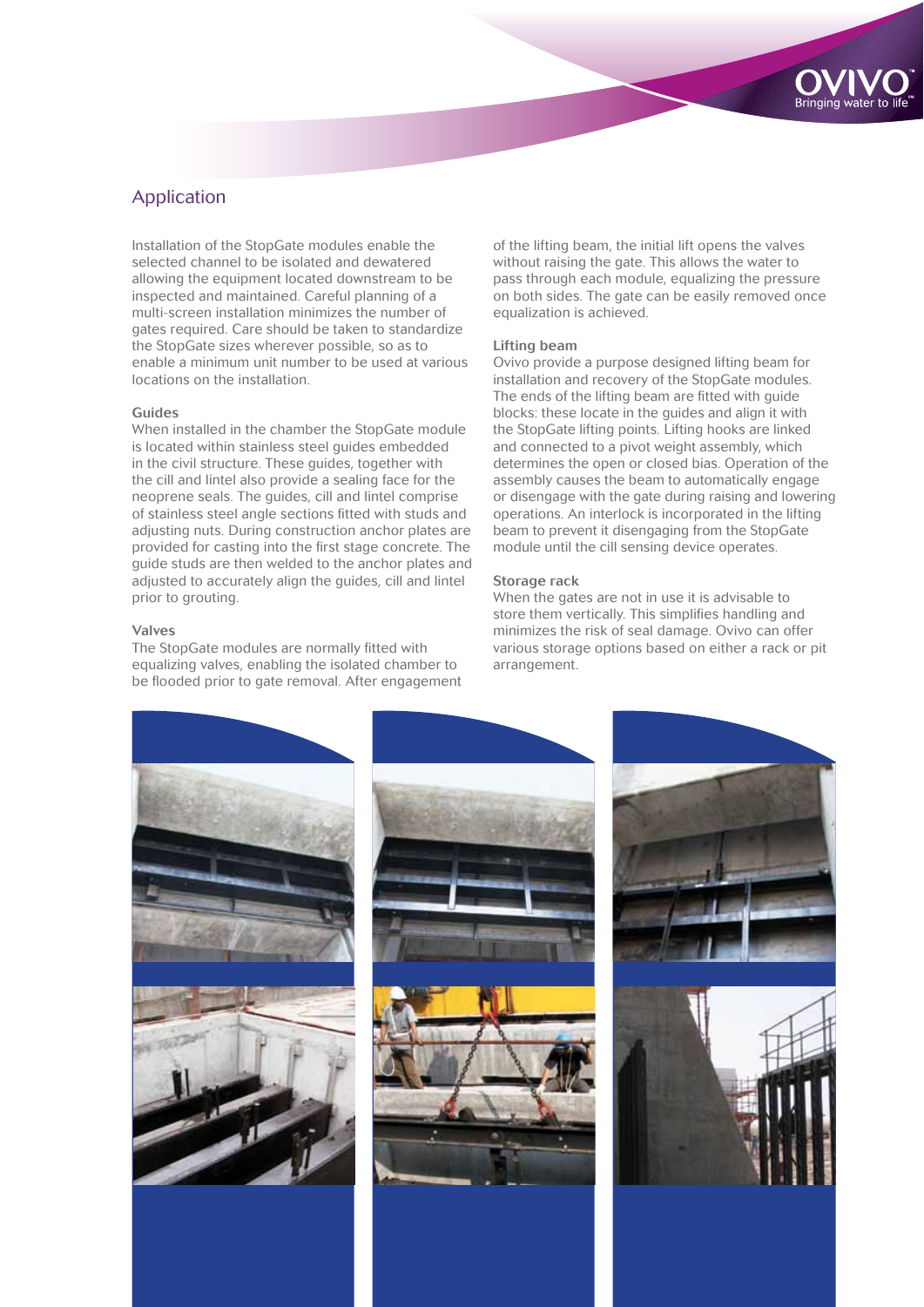## Application

Installation of the StopGate modules enable the selected channel to be isolated and dewatered allowing the equipment located downstream to be inspected and maintained. Careful planning of a multi-screen installation minimizes the number of gates required. Care should be taken to standardize the StopGate sizes wherever possible, so as to enable a minimum unit number to be used at various locations on the installation.

### Guides

When installed in the chamber the StopGate module is located within stainless steel guides embedded in the civil structure. These guides, together with the cill and lintel also provide a sealing face for the neoprene seals. The guides, cill and lintel comprise of stainless steel angle sections fitted with studs and adjusting nuts. During construction anchor plates are provided for casting into the first stage concrete. The guide studs are then welded to the anchor plates and adjusted to accurately align the guides, cill and lintel prior to grouting.

### Valves

The StopGate modules are normally fitted with equalizing valves, enabling the isolated chamber to be flooded prior to gate removal. After engagement of the lifting beam, the initial lift opens the valves without raising the gate. This allows the water to pass through each module, equalizing the pressure on both sides. The gate can be easily removed once equalization is achieved.

### Lifting beam

Ovivo provide a purpose designed lifting beam for installation and recovery of the StopGate modules. The ends of the lifting beam are fitted with guide blocks: these locate in the guides and align it with the StopGate lifting points. Lifting hooks are linked and connected to a pivot weight assembly, which determines the open or closed bias. Operation of the assembly causes the beam to automatically engage or disengage with the gate during raising and lowering operations. An interlock is incorporated in the lifting beam to prevent it disengaging from the StopGate module until the cill sensing device operates.

### Storage rack

When the gates are not in use it is advisable to store them vertically. This simplifies handling and minimizes the risk of seal damage. Ovivo can offer various storage options based on either a rack or pit arrangement.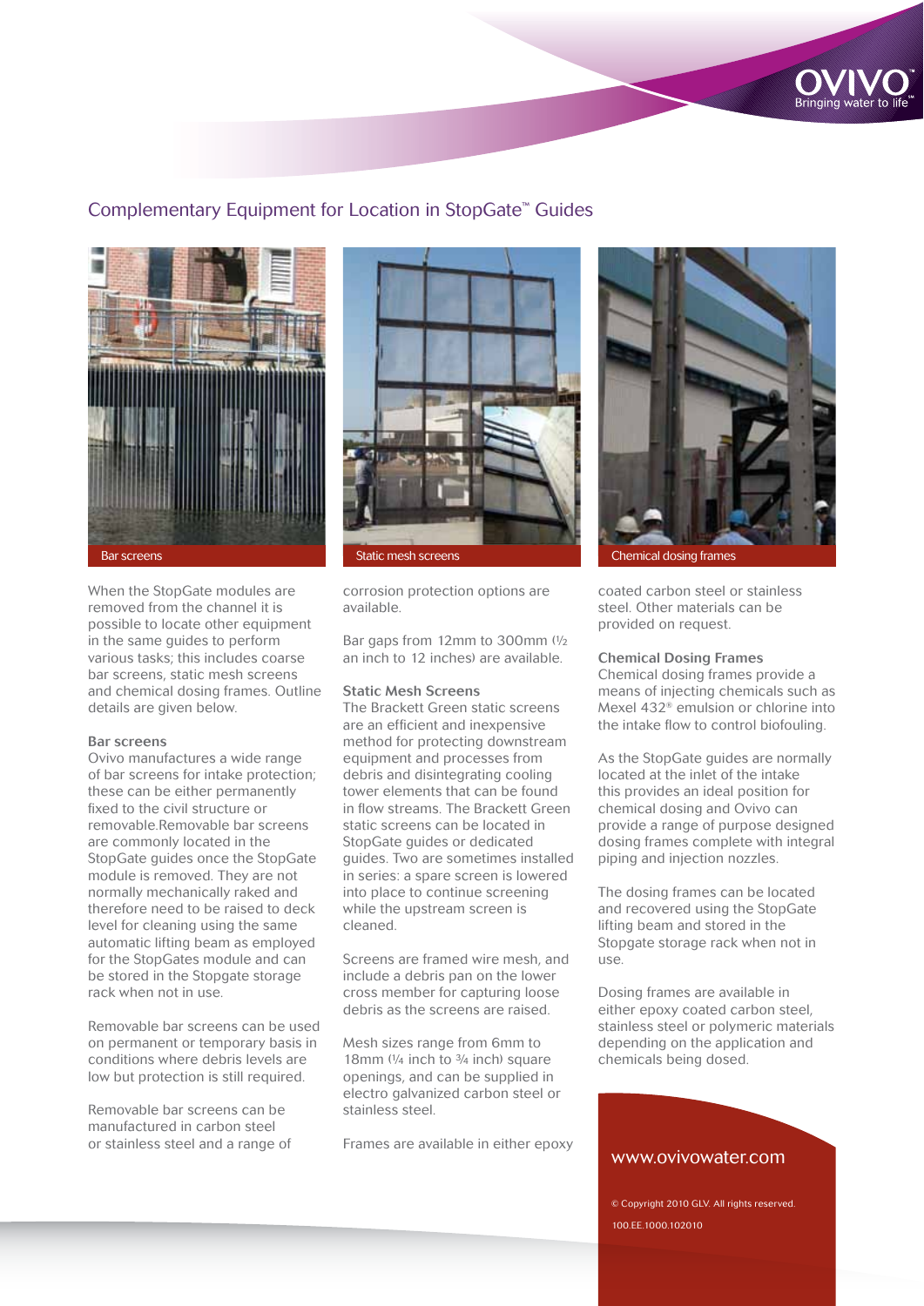## Complementary Equipment for Location in StopGate™ Guides

Bar screens

Static mesh screens

Chemical dosing frames

When the StopGate modules are removed from the channel it is possible to locate other equipment in the same guides to perform various tasks; this includes coarse bar screens, static mesh screens and chemical dosing frames. Outline details are given below.

### Bar screens

Ovivo manufactures a wide range of bar screens for intake protection; these can be either permanently fixed to the civil structure or removable.Removable bar screens are commonly located in the StopGate guides once the StopGate module is removed. They are not normally mechanically raked and therefore need to be raised to deck level for cleaning using the same automatic lifting beam as employed for the StopGates module and can be stored in the Stopgate storage rack when not in use.

Removable bar screens can be used on permanent or temporary basis in conditions where debris levels are low but protection is still required.

Removable bar screens can be manufactured in carbon steel or stainless steel and a range of corrosion protection options are available.

Bar gaps from 12mm to 300mm (½ an inch to 12 inches) are available.

### Static Mesh Screens

The Brackett Green static screens are an efficient and inexpensive method for protecting downstream equipment and processes from debris and disintegrating cooling tower elements that can be found in flow streams. The Brackett Green static screens can be located in StopGate guides or dedicated guides. Two are sometimes installed in series: a spare screen is lowered into place to continue screening while the upstream screen is cleaned.

Screens are framed wire mesh, and include a debris pan on the lower cross member for capturing loose debris as the screens are raised.

Mesh sizes range from 6mm to 18mm (¼ inch to ¾ inch) square openings, and can be supplied in electro galvanized carbon steel or stainless steel.

Frames are available in either epoxy coated carbon steel or stainless steel. Other materials can be provided on request.

### Chemical Dosing Frames

Chemical dosing frames provide a means of injecting chemicals such as Mexel 432® emulsion or chlorine into the intake flow to control biofouling.

As the StopGate guides are normally located at the inlet of the intake this provides an ideal position for chemical dosing and Ovivo can provide a range of purpose designed dosing frames complete with integral piping and injection nozzles.

The dosing frames can be located and recovered using the StopGate lifting beam and stored in the Stopgate storage rack when not in use.

Dosing frames are available in either epoxy coated carbon steel, stainless steel or polymeric materials depending on the application and chemicals being dosed.

www.ovivowater.com

© Copyright 2010 GLV. All rights reserved.

100.EE.1000.102010